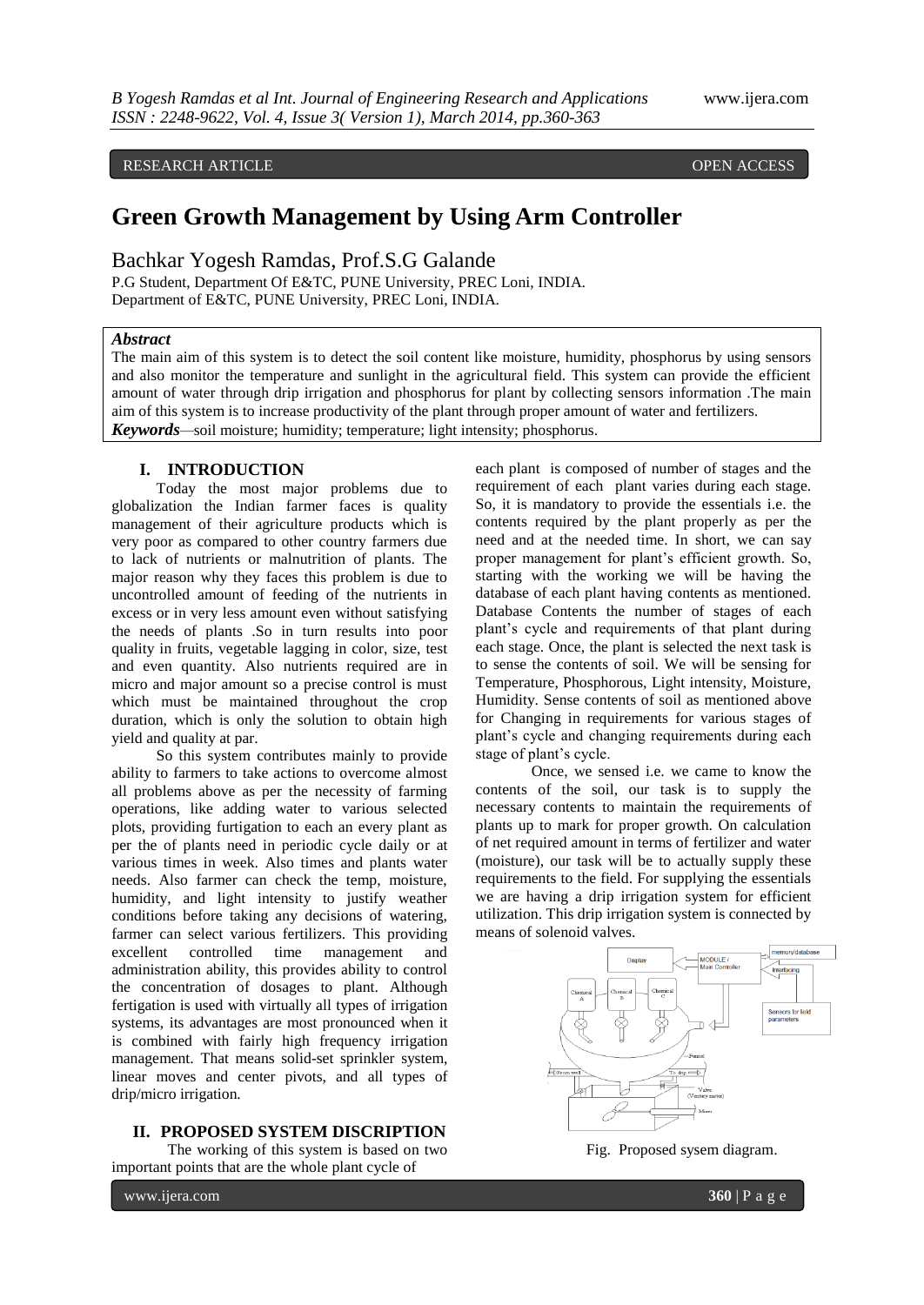RESEARCH ARTICLE OPEN ACCESS

# Green Growth Management by Using Arm Controller

Bachkar Yogesh Ramdas, Prof.S.G Galande

P.G Student, Department Of E&TC, PUNE University, PREC Loni, INDIA.
Department of E&TC, PUNE University, PREC Loni, INDIA.

***Abstract***

The main aim of this system is to detect the soil content like moisture, humidity, phosphorus by using sensors and also monitor the temperature and sunlight in the agricultural field. This system can provide the efficient amount of water through drip irrigation and phosphorus for plant by collecting sensors information .The main aim of this system is to increase productivity of the plant through proper amount of water and fertilizers.

***Keywords***—soil moisture; humidity; temperature; light intensity; phosphorus.

## I. INTRODUCTION

Today the most major problems due to globalization the Indian farmer faces is quality management of their agriculture products which is very poor as compared to other country farmers due to lack of nutrients or malnutrition of plants. The major reason why they faces this problem is due to uncontrolled amount of feeding of the nutrients in excess or in very less amount even without satisfying the needs of plants .So in turn results into poor quality in fruits, vegetable lagging in color, size, test and even quantity. Also nutrients required are in micro and major amount so a precise control is must which must be maintained throughout the crop duration, which is only the solution to obtain high yield and quality at par.

So this system contributes mainly to provide ability to farmers to take actions to overcome almost all problems above as per the necessity of farming operations, like adding water to various selected plots, providing furtigation to each an every plant as per the of plants need in periodic cycle daily or at various times in week. Also times and plants water needs. Also farmer can check the temp, moisture, humidity, and light intensity to justify weather conditions before taking any decisions of watering, farmer can select various fertilizers. This providing excellent controlled time management and administration ability, this provides ability to control the concentration of dosages to plant. Although fertigation is used with virtually all types of irrigation systems, its advantages are most pronounced when it is combined with fairly high frequency irrigation management. That means solid-set sprinkler system, linear moves and center pivots, and all types of drip/micro irrigation.

## II. PROPOSED SYSTEM DISCRIPTION

The working of this system is based on two important points that are the whole plant cycle of each plant is composed of number of stages and the requirement of each plant varies during each stage. So, it is mandatory to provide the essentials i.e. the contents required by the plant properly as per the need and at the needed time. In short, we can say proper management for plant's efficient growth. So, starting with the working we will be having the database of each plant having contents as mentioned. Database Contents the number of stages of each plant's cycle and requirements of that plant during each stage. Once, the plant is selected the next task is to sense the contents of soil. We will be sensing for Temperature, Phosphorous, Light intensity, Moisture, Humidity. Sense contents of soil as mentioned above for Changing in requirements for various stages of plant's cycle and changing requirements during each stage of plant's cycle.

Once, we sensed i.e. we came to know the contents of the soil, our task is to supply the necessary contents to maintain the requirements of plants up to mark for proper growth. On calculation of net required amount in terms of fertilizer and water (moisture), our task will be to actually supply these requirements to the field. For supplying the essentials we are having a drip irrigation system for efficient utilization. This drip irrigation system is connected by means of solenoid valves.

Fig. Proposed sysem diagram.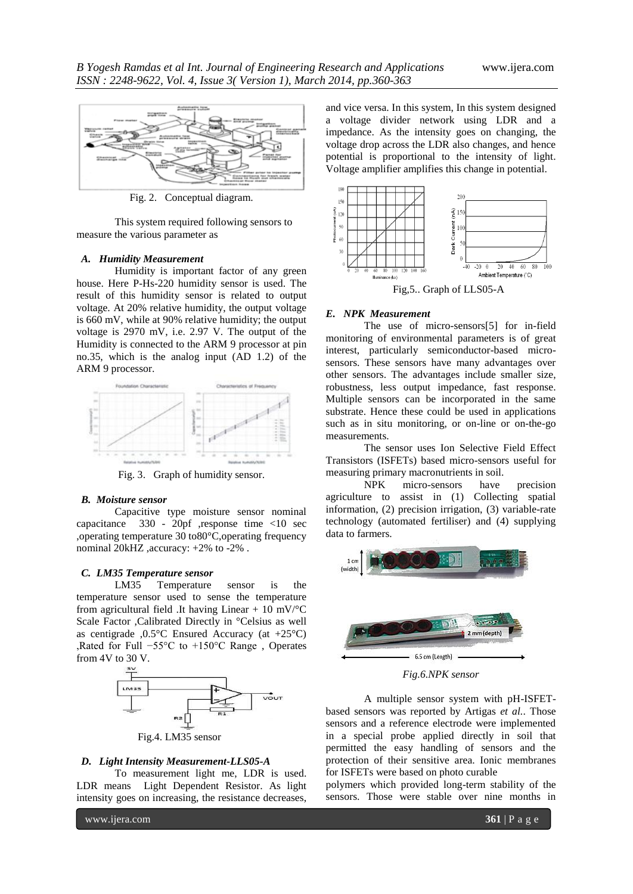Fig. 2. Conceptual diagram.

This system required following sensors to measure the various parameter as

### *A. Humidity Measurement*

Humidity is important factor of any green house. Here P-Hs-220 humidity sensor is used. The result of this humidity sensor is related to output voltage. At 20% relative humidity, the output voltage is 660 mV, while at 90% relative humidity; the output voltage is 2970 mV, i.e. 2.97 V. The output of the Humidity is connected to the ARM 9 processor at pin no.35, which is the analog input (AD 1.2) of the ARM 9 processor.

Fig. 3. Graph of humidity sensor.

### *B. Moisture sensor*

Capacitive type moisture sensor nominal capacitance 330 - 20pf ,response time <10 sec ,operating temperature 30 to80°C,operating frequency nominal 20kHZ ,accuracy: +2% to -2% .

### *C. LM35 Temperature sensor*

LM35 Temperature sensor is the temperature sensor used to sense the temperature from agricultural field .It having Linear + 10 mV/°C Scale Factor ,Calibrated Directly in °Celsius as well as centigrade ,0.5°C Ensured Accuracy (at +25°C) ,Rated for Full −55°C to +150°C Range , Operates from 4V to 30 V.

Fig.4. LM35 sensor

### *D. Light Intensity Measurement-LLS05-A*

To measurement light me, LDR is used. LDR means Light Dependent Resistor. As light intensity goes on increasing, the resistance decreases, and vice versa. In this system, In this system designed a voltage divider network using LDR and a impedance. As the intensity goes on changing, the voltage drop across the LDR also changes, and hence potential is proportional to the intensity of light. Voltage amplifier amplifies this change in potential.

Fig,5.. Graph of LLS05-A

### *E. NPK Measurement*

The use of micro-sensors[5] for in-field monitoring of environmental parameters is of great interest, particularly semiconductor-based micro-sensors. These sensors have many advantages over other sensors. The advantages include smaller size, robustness, less output impedance, fast response. Multiple sensors can be incorporated in the same substrate. Hence these could be used in applications such as in situ monitoring, or on-line or on-the-go measurements.

The sensor uses Ion Selective Field Effect Transistors (ISFETs) based micro-sensors useful for measuring primary macronutrients in soil.

NPK micro-sensors have precision agriculture to assist in (1) Collecting spatial information, (2) precision irrigation, (3) variable-rate technology (automated fertiliser) and (4) supplying data to farmers.

*Fig.6.NPK sensor*

A multiple sensor system with pH-ISFET-based sensors was reported by Artigas *et al.*. Those sensors and a reference electrode were implemented in a special probe applied directly in soil that permitted the easy handling of sensors and the protection of their sensitive area. Ionic membranes for ISFETs were based on photo curable polymers which provided long-term stability of the sensors. Those were stable over nine months in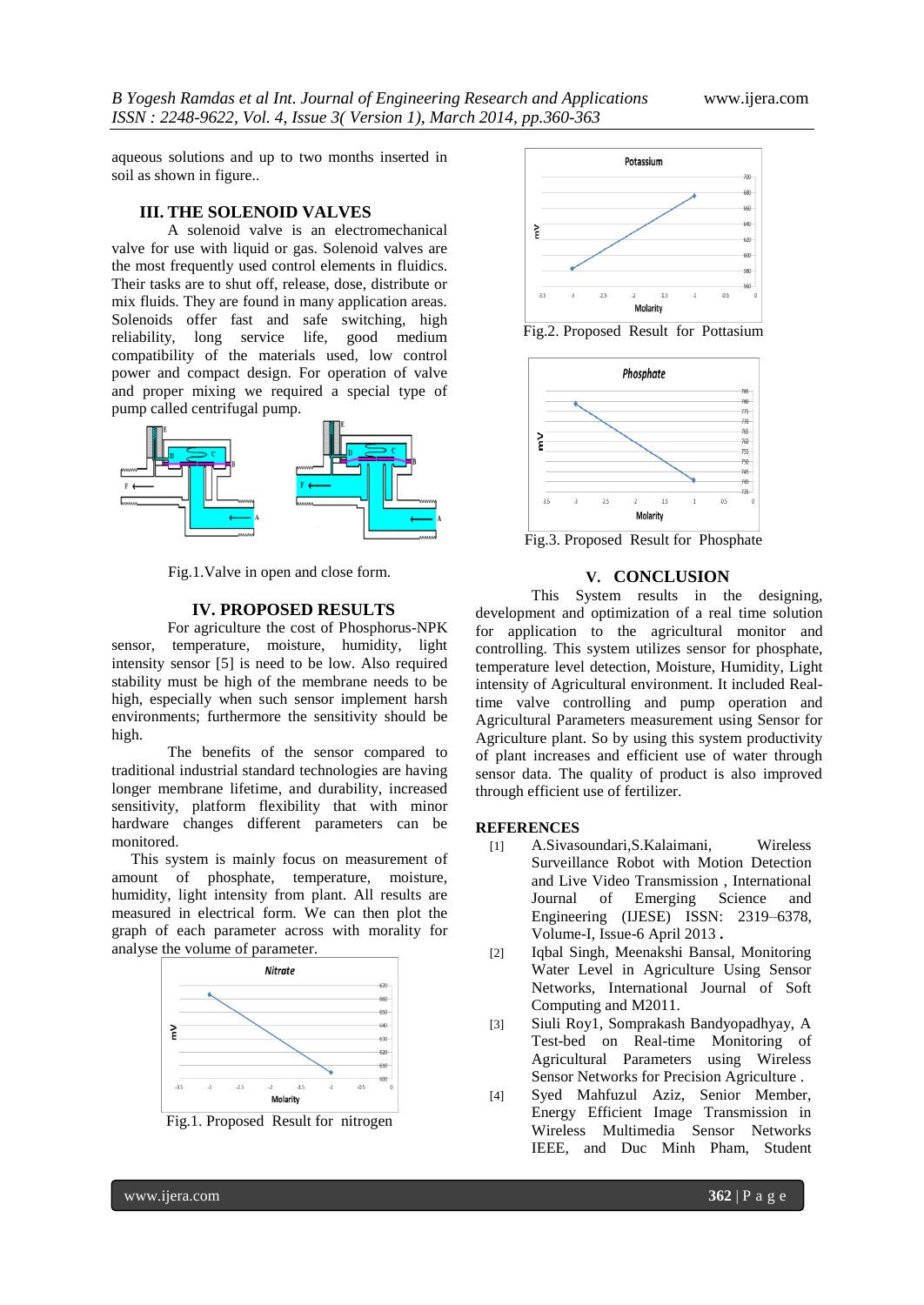aqueous solutions and up to two months inserted in soil as shown in figure..

## III. THE SOLENOID VALVES

A solenoid valve is an electromechanical valve for use with liquid or gas. Solenoid valves are the most frequently used control elements in fluidics. Their tasks are to shut off, release, dose, distribute or mix fluids. They are found in many application areas. Solenoids offer fast and safe switching, high reliability, long service life, good medium compatibility of the materials used, low control power and compact design. For operation of valve and proper mixing we required a special type of pump called centrifugal pump.

Fig.1.Valve in open and close form.

## IV. PROPOSED RESULTS

For agriculture the cost of Phosphorus-NPK sensor, temperature, moisture, humidity, light intensity sensor [5] is need to be low. Also required stability must be high of the membrane needs to be high, especially when such sensor implement harsh environments; furthermore the sensitivity should be high.

The benefits of the sensor compared to traditional industrial standard technologies are having longer membrane lifetime, and durability, increased sensitivity, platform flexibility that with minor hardware changes different parameters can be monitored.

This system is mainly focus on measurement of amount of phosphate, temperature, moisture, humidity, light intensity from plant. All results are measured in electrical form. We can then plot the graph of each parameter across with morality for analyse the volume of parameter.

Fig.1. Proposed Result for nitrogen

Fig.2. Proposed Result for Pottasium

Fig.3. Proposed Result for Phosphate

## V. CONCLUSION

This System results in the designing, development and optimization of a real time solution for application to the agricultural monitor and controlling. This system utilizes sensor for phosphate, temperature level detection, Moisture, Humidity, Light intensity of Agricultural environment. It included Real-time valve controlling and pump operation and Agricultural Parameters measurement using Sensor for Agriculture plant. So by using this system productivity of plant increases and efficient use of water through sensor data. The quality of product is also improved through efficient use of fertilizer.

## REFERENCES

[1] A.Sivasoundari,S.Kalaimani, Wireless Surveillance Robot with Motion Detection and Live Video Transmission , International Journal of Emerging Science and Engineering (IJESE) ISSN: 2319–6378, Volume-I, Issue-6 April 2013 **.**

[2] Iqbal Singh, Meenakshi Bansal, Monitoring Water Level in Agriculture Using Sensor Networks, International Journal of Soft Computing and M2011.

[3] Siuli Roy1, Somprakash Bandyopadhyay, A Test-bed on Real-time Monitoring of Agricultural Parameters using Wireless Sensor Networks for Precision Agriculture .

[4] Syed Mahfuzul Aziz, Senior Member, Energy Efficient Image Transmission in Wireless Multimedia Sensor Networks IEEE, and Duc Minh Pham, Student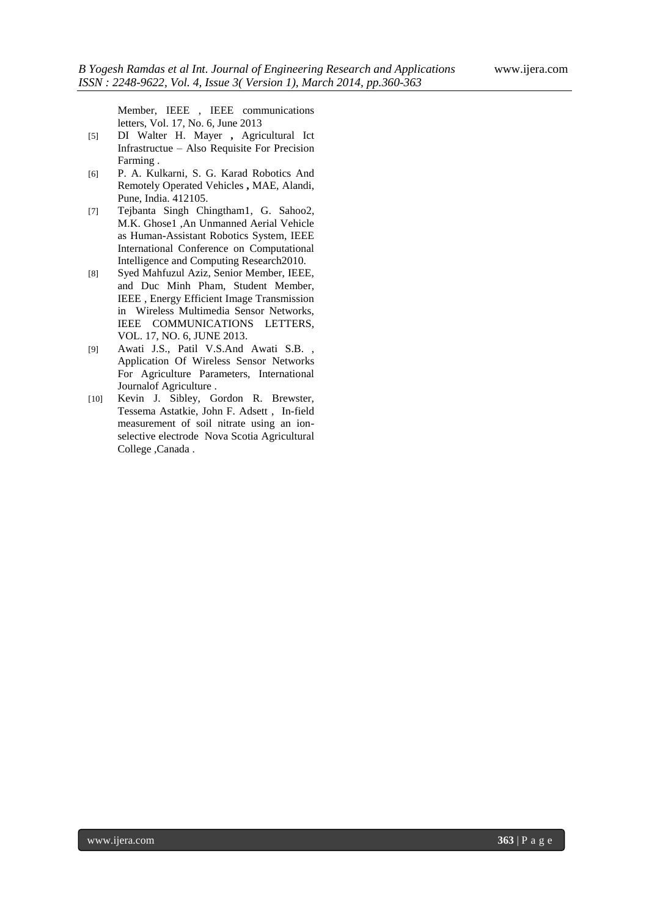Member, IEEE , IEEE communications letters, Vol. 17, No. 6, June 2013

[5] DI Walter H. Mayer **,** Agricultural Ict Infrastructue – Also Requisite For Precision Farming .

[6] P. A. Kulkarni, S. G. Karad Robotics And Remotely Operated Vehicles **,** MAE, Alandi, Pune, India. 412105.

[7] Tejbanta Singh Chingtham1, G. Sahoo2, M.K. Ghose1 ,An Unmanned Aerial Vehicle as Human-Assistant Robotics System, IEEE International Conference on Computational Intelligence and Computing Research2010.

[8] Syed Mahfuzul Aziz, Senior Member, IEEE, and Duc Minh Pham, Student Member, IEEE , Energy Efficient Image Transmission in Wireless Multimedia Sensor Networks, IEEE COMMUNICATIONS LETTERS, VOL. 17, NO. 6, JUNE 2013.

[9] Awati J.S., Patil V.S.And Awati S.B. , Application Of Wireless Sensor Networks For Agriculture Parameters, International Journalof Agriculture .

[10] Kevin J. Sibley, Gordon R. Brewster, Tessema Astatkie, John F. Adsett , In-field measurement of soil nitrate using an ion-selective electrode Nova Scotia Agricultural College ,Canada .